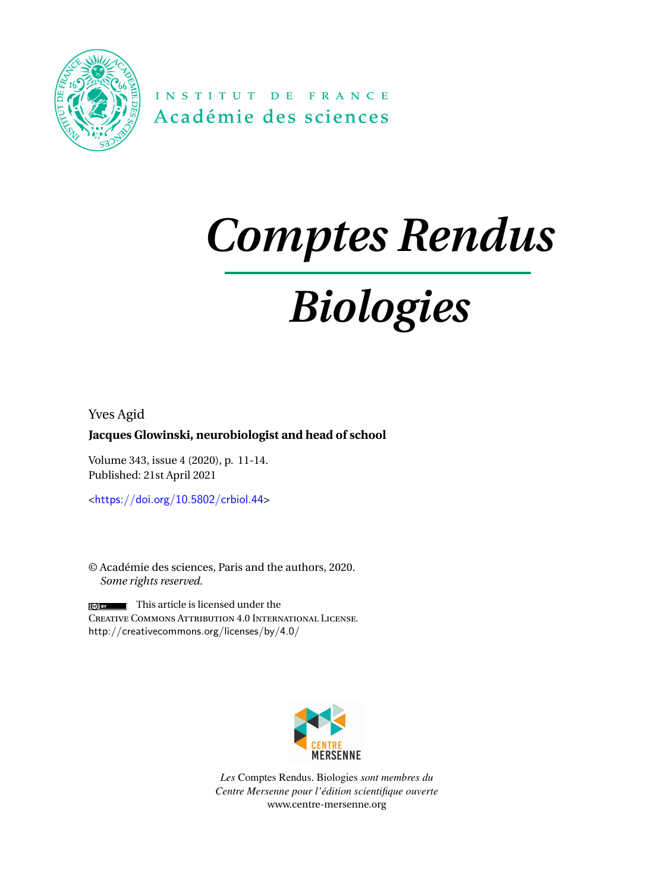INSTITUT DE FRANCE
Académie des sciences

# *Comptes Rendus*

# *Biologies*

Yves Agid

**Jacques Glowinski, neurobiologist and head of school**

Volume 343, issue 4 (2020), p. 11-14.
Published: 21st April 2021

<https://doi.org/10.5802/crbiol.44>

© Académie des sciences, Paris and the authors, 2020.
*Some rights reserved.*

This article is licensed under the
Creative Commons Attribution 4.0 International License.
http://creativecommons.org/licenses/by/4.0/

CENTRE MERSENNE

*Les* Comptes Rendus. Biologies *sont membres du*
*Centre Mersenne pour l'édition scientifique ouverte*
www.centre-mersenne.org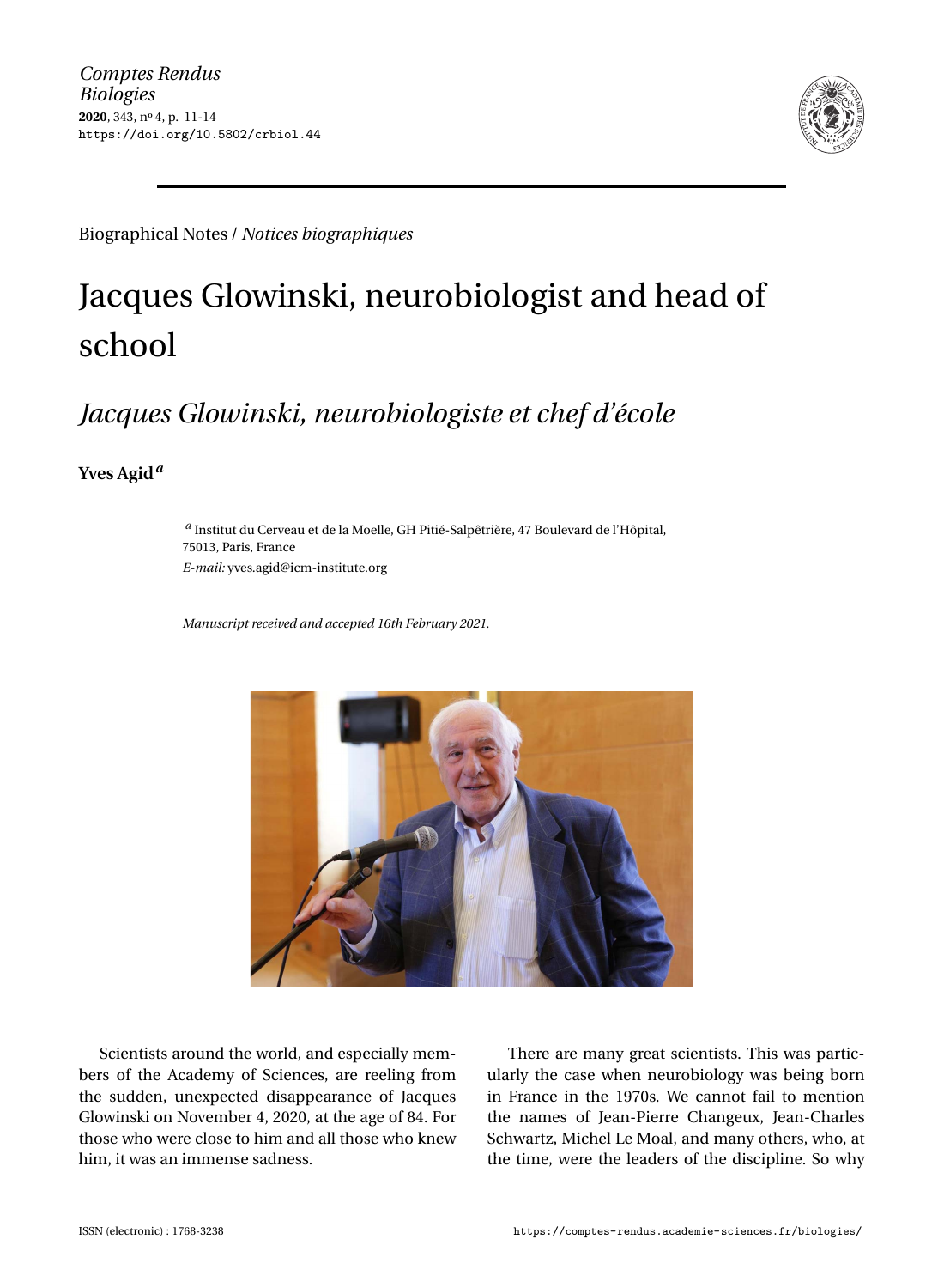Biographical Notes / *Notices biographiques*

# Jacques Glowinski, neurobiologist and head of school

## *Jacques Glowinski, neurobiologiste et chef d'école*

**Yves Agid**[a]

[a] Institut du Cerveau et de la Moelle, GH Pitié-Salpêtrière, 47 Boulevard de l'Hôpital, 75013, Paris, France

*E-mail:* yves.agid@icm-institute.org

*Manuscript received and accepted 16th February 2021.*

Scientists around the world, and especially members of the Academy of Sciences, are reeling from the sudden, unexpected disappearance of Jacques Glowinski on November 4, 2020, at the age of 84. For those who were close to him and all those who knew him, it was an immense sadness.

There are many great scientists. This was particularly the case when neurobiology was being born in France in the 1970s. We cannot fail to mention the names of Jean-Pierre Changeux, Jean-Charles Schwartz, Michel Le Moal, and many others, who, at the time, were the leaders of the discipline. So why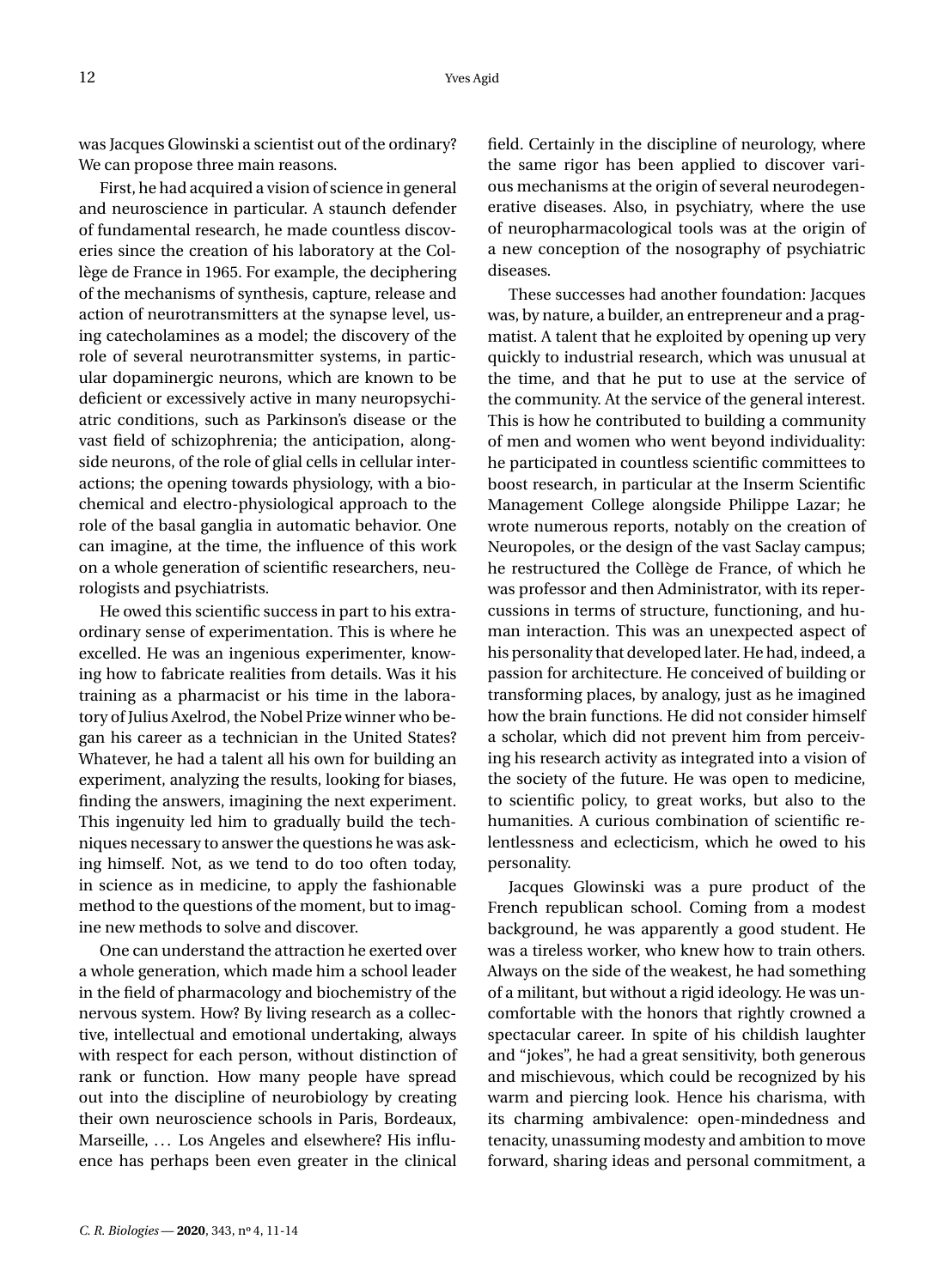was Jacques Glowinski a scientist out of the ordinary? We can propose three main reasons.

First, he had acquired a vision of science in general and neuroscience in particular. A staunch defender of fundamental research, he made countless discoveries since the creation of his laboratory at the Collège de France in 1965. For example, the deciphering of the mechanisms of synthesis, capture, release and action of neurotransmitters at the synapse level, using catecholamines as a model; the discovery of the role of several neurotransmitter systems, in particular dopaminergic neurons, which are known to be deficient or excessively active in many neuropsychiatric conditions, such as Parkinson's disease or the vast field of schizophrenia; the anticipation, alongside neurons, of the role of glial cells in cellular interactions; the opening towards physiology, with a biochemical and electro-physiological approach to the role of the basal ganglia in automatic behavior. One can imagine, at the time, the influence of this work on a whole generation of scientific researchers, neurologists and psychiatrists.

He owed this scientific success in part to his extraordinary sense of experimentation. This is where he excelled. He was an ingenious experimenter, knowing how to fabricate realities from details. Was it his training as a pharmacist or his time in the laboratory of Julius Axelrod, the Nobel Prize winner who began his career as a technician in the United States? Whatever, he had a talent all his own for building an experiment, analyzing the results, looking for biases, finding the answers, imagining the next experiment. This ingenuity led him to gradually build the techniques necessary to answer the questions he was asking himself. Not, as we tend to do too often today, in science as in medicine, to apply the fashionable method to the questions of the moment, but to imagine new methods to solve and discover.

One can understand the attraction he exerted over a whole generation, which made him a school leader in the field of pharmacology and biochemistry of the nervous system. How? By living research as a collective, intellectual and emotional undertaking, always with respect for each person, without distinction of rank or function. How many people have spread out into the discipline of neurobiology by creating their own neuroscience schools in Paris, Bordeaux, Marseille, … Los Angeles and elsewhere? His influence has perhaps been even greater in the clinical field. Certainly in the discipline of neurology, where the same rigor has been applied to discover various mechanisms at the origin of several neurodegenerative diseases. Also, in psychiatry, where the use of neuropharmacological tools was at the origin of a new conception of the nosography of psychiatric diseases.

These successes had another foundation: Jacques was, by nature, a builder, an entrepreneur and a pragmatist. A talent that he exploited by opening up very quickly to industrial research, which was unusual at the time, and that he put to use at the service of the community. At the service of the general interest. This is how he contributed to building a community of men and women who went beyond individuality: he participated in countless scientific committees to boost research, in particular at the Inserm Scientific Management College alongside Philippe Lazar; he wrote numerous reports, notably on the creation of Neuropoles, or the design of the vast Saclay campus; he restructured the Collège de France, of which he was professor and then Administrator, with its repercussions in terms of structure, functioning, and human interaction. This was an unexpected aspect of his personality that developed later. He had, indeed, a passion for architecture. He conceived of building or transforming places, by analogy, just as he imagined how the brain functions. He did not consider himself a scholar, which did not prevent him from perceiving his research activity as integrated into a vision of the society of the future. He was open to medicine, to scientific policy, to great works, but also to the humanities. A curious combination of scientific relentlessness and eclecticism, which he owed to his personality.

Jacques Glowinski was a pure product of the French republican school. Coming from a modest background, he was apparently a good student. He was a tireless worker, who knew how to train others. Always on the side of the weakest, he had something of a militant, but without a rigid ideology. He was uncomfortable with the honors that rightly crowned a spectacular career. In spite of his childish laughter and "jokes", he had a great sensitivity, both generous and mischievous, which could be recognized by his warm and piercing look. Hence his charisma, with its charming ambivalence: open-mindedness and tenacity, unassuming modesty and ambition to move forward, sharing ideas and personal commitment, a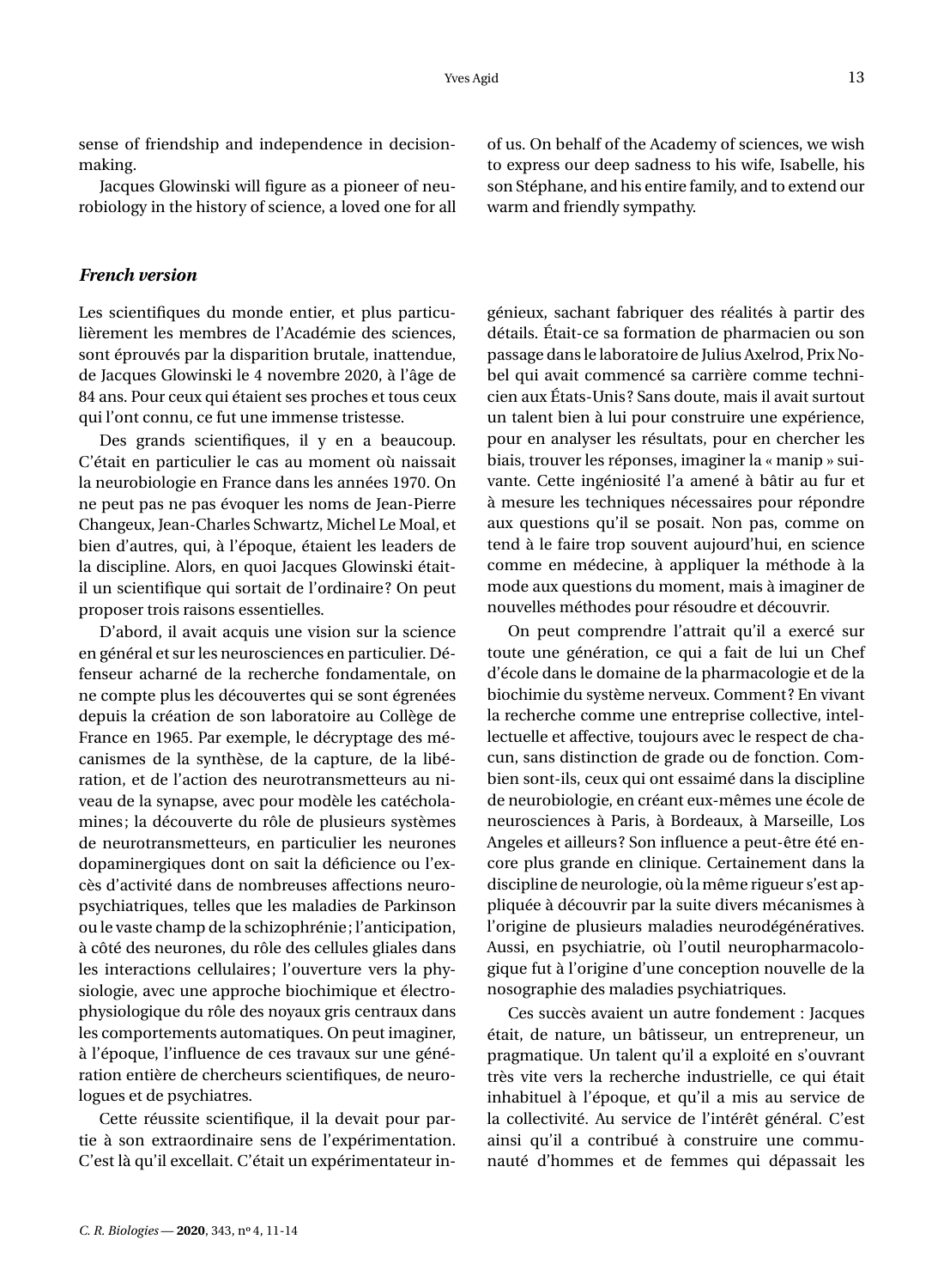sense of friendship and independence in decision-making.

Jacques Glowinski will figure as a pioneer of neurobiology in the history of science, a loved one for all of us. On behalf of the Academy of sciences, we wish to express our deep sadness to his wife, Isabelle, his son Stéphane, and his entire family, and to extend our warm and friendly sympathy.

### *French version*

Les scientifiques du monde entier, et plus particulièrement les membres de l'Académie des sciences, sont éprouvés par la disparition brutale, inattendue, de Jacques Glowinski le 4 novembre 2020, à l'âge de 84 ans. Pour ceux qui étaient ses proches et tous ceux qui l'ont connu, ce fut une immense tristesse.

Des grands scientifiques, il y en a beaucoup. C'était en particulier le cas au moment où naissait la neurobiologie en France dans les années 1970. On ne peut pas ne pas évoquer les noms de Jean-Pierre Changeux, Jean-Charles Schwartz, Michel Le Moal, et bien d'autres, qui, à l'époque, étaient les leaders de la discipline. Alors, en quoi Jacques Glowinski était-il un scientifique qui sortait de l'ordinaire ? On peut proposer trois raisons essentielles.

D'abord, il avait acquis une vision sur la science en général et sur les neurosciences en particulier. Défenseur acharné de la recherche fondamentale, on ne compte plus les découvertes qui se sont égrenées depuis la création de son laboratoire au Collège de France en 1965. Par exemple, le décryptage des mécanismes de la synthèse, de la capture, de la libération, et de l'action des neurotransmetteurs au niveau de la synapse, avec pour modèle les catécholamines ; la découverte du rôle de plusieurs systèmes de neurotransmetteurs, en particulier les neurones dopaminergiques dont on sait la déficience ou l'excès d'activité dans de nombreuses affections neuropsychiatriques, telles que les maladies de Parkinson ou le vaste champ de la schizophrénie ; l'anticipation, à côté des neurones, du rôle des cellules gliales dans les interactions cellulaires ; l'ouverture vers la physiologie, avec une approche biochimique et électrophysiologique du rôle des noyaux gris centraux dans les comportements automatiques. On peut imaginer, à l'époque, l'influence de ces travaux sur une génération entière de chercheurs scientifiques, de neurologues et de psychiatres.

Cette réussite scientifique, il la devait pour partie à son extraordinaire sens de l'expérimentation. C'est là qu'il excellait. C'était un expérimentateur ingénieux, sachant fabriquer des réalités à partir des détails. Était-ce sa formation de pharmacien ou son passage dans le laboratoire de Julius Axelrod, Prix Nobel qui avait commencé sa carrière comme technicien aux États-Unis ? Sans doute, mais il avait surtout un talent bien à lui pour construire une expérience, pour en analyser les résultats, pour en chercher les biais, trouver les réponses, imaginer la « manip » suivante. Cette ingéniosité l'a amené à bâtir au fur et à mesure les techniques nécessaires pour répondre aux questions qu'il se posait. Non pas, comme on tend à le faire trop souvent aujourd'hui, en science comme en médecine, à appliquer la méthode à la mode aux questions du moment, mais à imaginer de nouvelles méthodes pour résoudre et découvrir.

On peut comprendre l'attrait qu'il a exercé sur toute une génération, ce qui a fait de lui un Chef d'école dans le domaine de la pharmacologie et de la biochimie du système nerveux. Comment ? En vivant la recherche comme une entreprise collective, intellectuelle et affective, toujours avec le respect de chacun, sans distinction de grade ou de fonction. Combien sont-ils, ceux qui ont essaimé dans la discipline de neurobiologie, en créant eux-mêmes une école de neurosciences à Paris, à Bordeaux, à Marseille, Los Angeles et ailleurs ? Son influence a peut-être été encore plus grande en clinique. Certainement dans la discipline de neurologie, où la même rigueur s'est appliquée à découvrir par la suite divers mécanismes à l'origine de plusieurs maladies neurodégénératives. Aussi, en psychiatrie, où l'outil neuropharmacologique fut à l'origine d'une conception nouvelle de la nosographie des maladies psychiatriques.

Ces succès avaient un autre fondement : Jacques était, de nature, un bâtisseur, un entrepreneur, un pragmatique. Un talent qu'il a exploité en s'ouvrant très vite vers la recherche industrielle, ce qui était inhabituel à l'époque, et qu'il a mis au service de la collectivité. Au service de l'intérêt général. C'est ainsi qu'il a contribué à construire une communauté d'hommes et de femmes qui dépassait les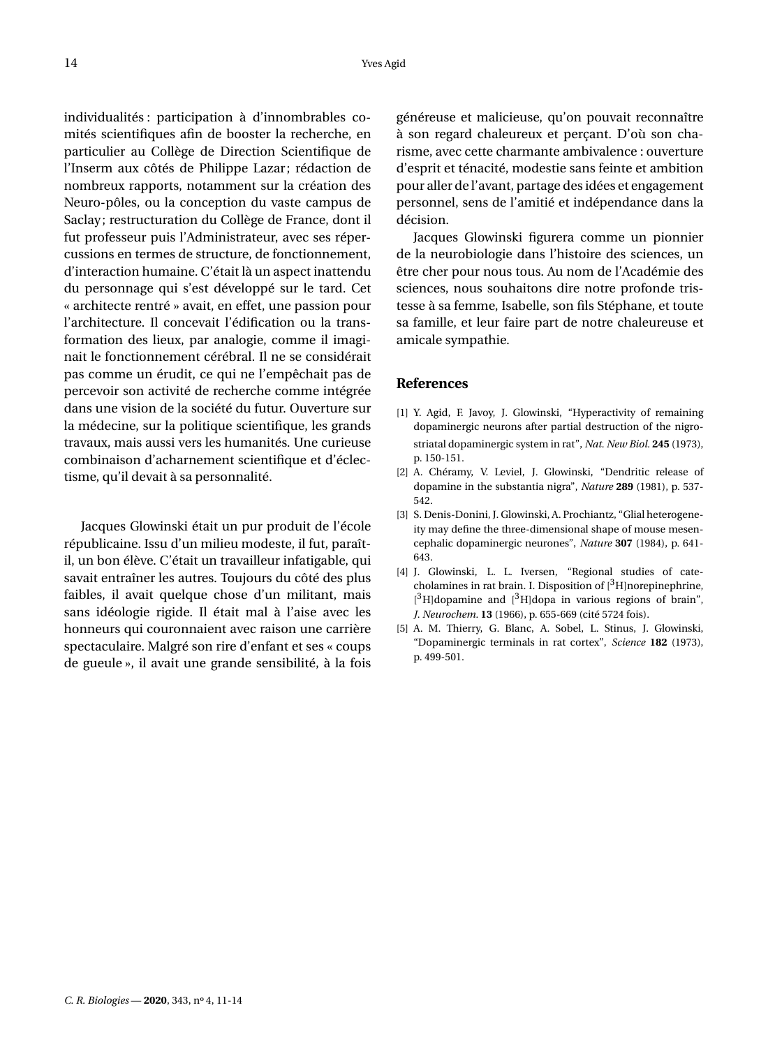individualités : participation à d'innombrables comités scientifiques afin de booster la recherche, en particulier au Collège de Direction Scientifique de l'Inserm aux côtés de Philippe Lazar ; rédaction de nombreux rapports, notamment sur la création des Neuro-pôles, ou la conception du vaste campus de Saclay ; restructuration du Collège de France, dont il fut professeur puis l'Administrateur, avec ses répercussions en termes de structure, de fonctionnement, d'interaction humaine. C'était là un aspect inattendu du personnage qui s'est développé sur le tard. Cet « architecte rentré » avait, en effet, une passion pour l'architecture. Il concevait l'édification ou la transformation des lieux, par analogie, comme il imaginait le fonctionnement cérébral. Il ne se considérait pas comme un érudit, ce qui ne l'empêchait pas de percevoir son activité de recherche comme intégrée dans une vision de la société du futur. Ouverture sur la médecine, sur la politique scientifique, les grands travaux, mais aussi vers les humanités. Une curieuse combinaison d'acharnement scientifique et d'éclectisme, qu'il devait à sa personnalité.

Jacques Glowinski était un pur produit de l'école républicaine. Issu d'un milieu modeste, il fut, paraît-il, un bon élève. C'était un travailleur infatigable, qui savait entraîner les autres. Toujours du côté des plus faibles, il avait quelque chose d'un militant, mais sans idéologie rigide. Il était mal à l'aise avec les honneurs qui couronnaient avec raison une carrière spectaculaire. Malgré son rire d'enfant et ses « coups de gueule », il avait une grande sensibilité, à la fois généreuse et malicieuse, qu'on pouvait reconnaître à son regard chaleureux et perçant. D'où son charisme, avec cette charmante ambivalence : ouverture d'esprit et ténacité, modestie sans feinte et ambition pour aller de l'avant, partage des idées et engagement personnel, sens de l'amitié et indépendance dans la décision.

Jacques Glowinski figurera comme un pionnier de la neurobiologie dans l'histoire des sciences, un être cher pour nous tous. Au nom de l'Académie des sciences, nous souhaitons dire notre profonde tristesse à sa femme, Isabelle, son fils Stéphane, et toute sa famille, et leur faire part de notre chaleureuse et amicale sympathie.

## References

[1] Y. Agid, F. Javoy, J. Glowinski, "Hyperactivity of remaining dopaminergic neurons after partial destruction of the nigro-striatal dopaminergic system in rat", *Nat. New Biol.* **245** (1973), p. 150-151.

[2] A. Chéramy, V. Leviel, J. Glowinski, "Dendritic release of dopamine in the substantia nigra", *Nature* **289** (1981), p. 537-542.

[3] S. Denis-Donini, J. Glowinski, A. Prochiantz, "Glial heterogeneity may define the three-dimensional shape of mouse mesencephalic dopaminergic neurones", *Nature* **307** (1984), p. 641-643.

[4] J. Glowinski, L. L. Iversen, "Regional studies of catecholamines in rat brain. I. Disposition of [$^{3}$H]norepinephrine, [$^{3}$H]dopamine and [$^{3}$H]dopa in various regions of brain", *J. Neurochem.* **13** (1966), p. 655-669 (cité 5724 fois).

[5] A. M. Thierry, G. Blanc, A. Sobel, L. Stinus, J. Glowinski, "Dopaminergic terminals in rat cortex", *Science* **182** (1973), p. 499-501.